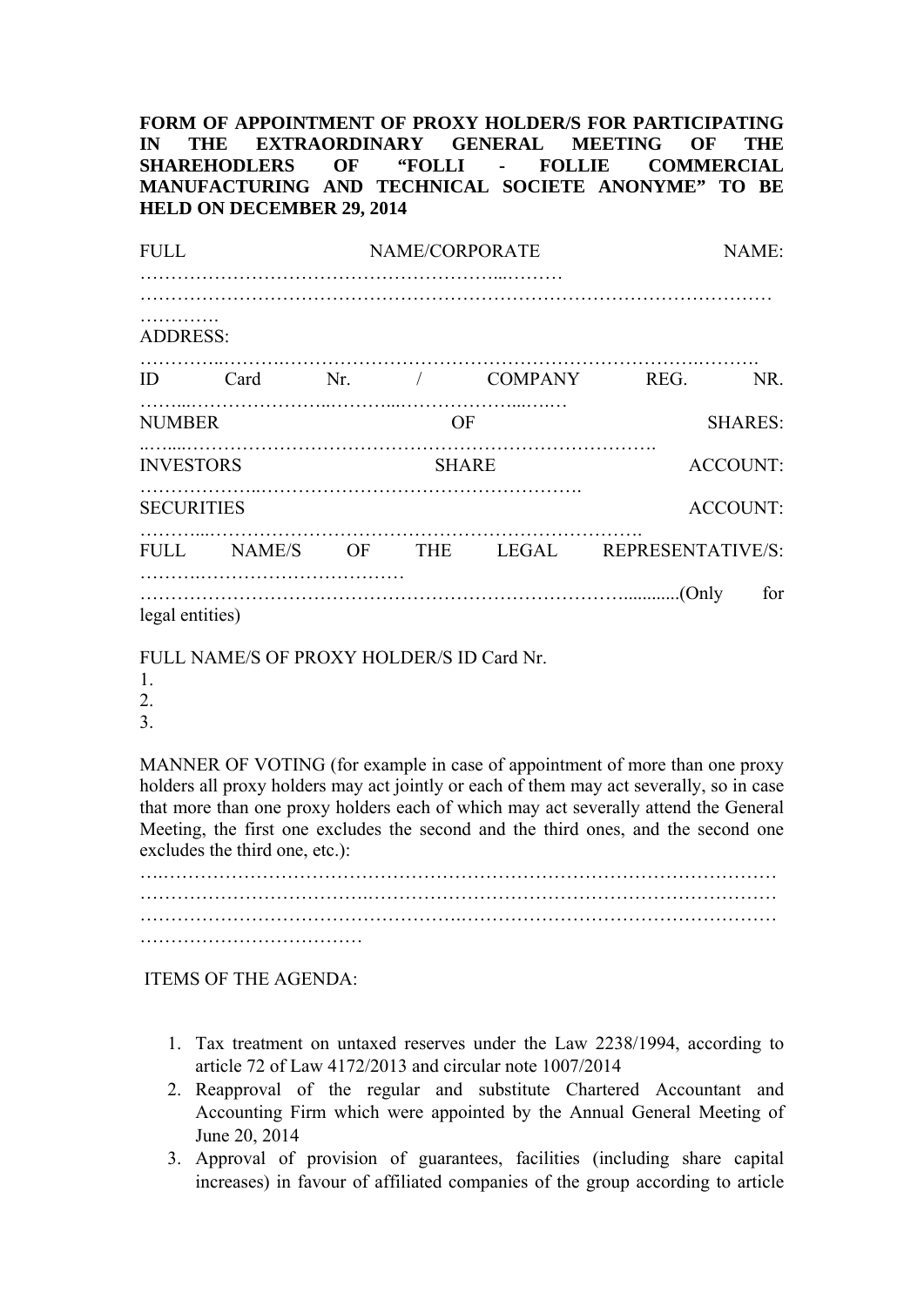**FORM OF APPOINTMENT OF PROXY HOLDER/S FOR PARTICIPATING IN THE EXTRAORDINARY GENERAL MEETING OF THE SHAREHODLERS OF "FOLLI - FOLLIE COMMERCIAL MANUFACTURING AND TECHNICAL SOCIETE ANONYME" TO BE HELD ON DECEMBER 29, 2014**

FULL NAME/CORPORATE NAME: …………………………………………………...……… ………………………………………………………………………………………… ………….

ADDRESS: …………..……….…………………………………………………….……….

ID Card Nr. / COMPANY REG. NR. ……...…………………..………...………………...…..…

NUMBER OF SHARES: ..…....…………………………………………………………………….

INVESTORS SHARE ACCOUNT: ………………..…………………………………………….

SECURITIES ACCOUNT: ………...……………………………………………………………….

FULL NAME/S OF THE LEGAL REPRESENTATIVE/S: ……….…………………………… ……………………………………………………………………............(Only for legal entities)

FULL NAME/S OF PROXY HOLDER/S ID Card Nr.

1.
2.
3.

MANNER OF VOTING (for example in case of appointment of more than one proxy holders all proxy holders may act jointly or each of them may act severally, so in case that more than one proxy holders each of which may act severally attend the General Meeting, the first one excludes the second and the third ones, and the second one excludes the third one, etc.):

….……………………………………………………………………………………… ……………………………..…………………………………………………………..… ……………………………………………….…………………………………………… ………………………………

ITEMS OF THE AGENDA:

1. Tax treatment on untaxed reserves under the Law 2238/1994, according to article 72 of Law 4172/2013 and circular note 1007/2014
2. Reapproval of the regular and substitute Chartered Accountant and Accounting Firm which were appointed by the Annual General Meeting of June 20, 2014
3. Approval of provision of guarantees, facilities (including share capital increases) in favour of affiliated companies of the group according to article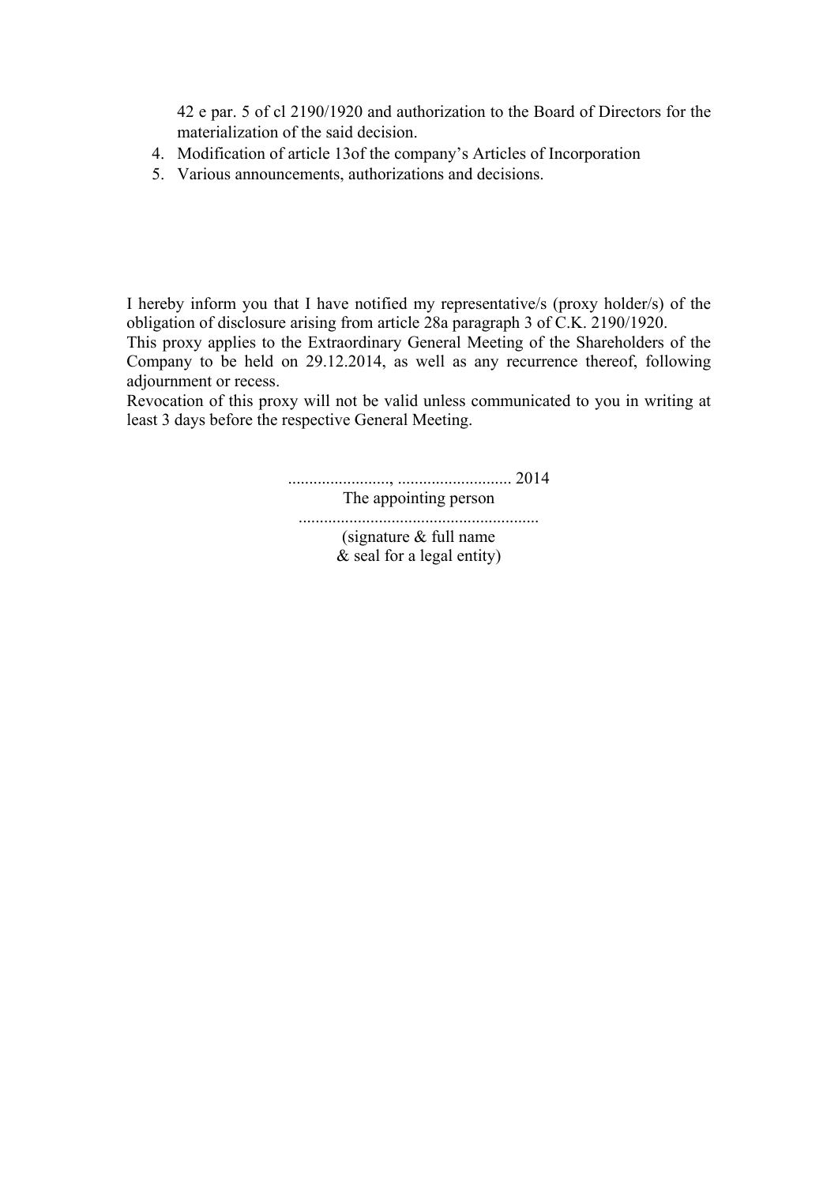42 e par. 5 of cl 2190/1920 and authorization to the Board of Directors for the materialization of the said decision.

4. Modification of article 13of the company's Articles of Incorporation
5. Various announcements, authorizations and decisions.

I hereby inform you that I have notified my representative/s (proxy holder/s) of the obligation of disclosure arising from article 28a paragraph 3 of C.K. 2190/1920.
This proxy applies to the Extraordinary General Meeting of the Shareholders of the Company to be held on 29.12.2014, as well as any recurrence thereof, following adjournment or recess.
Revocation of this proxy will not be valid unless communicated to you in writing at least 3 days before the respective General Meeting.

........................, ........................... 2014
The appointing person
.........................................................
(signature & full name
& seal for a legal entity)